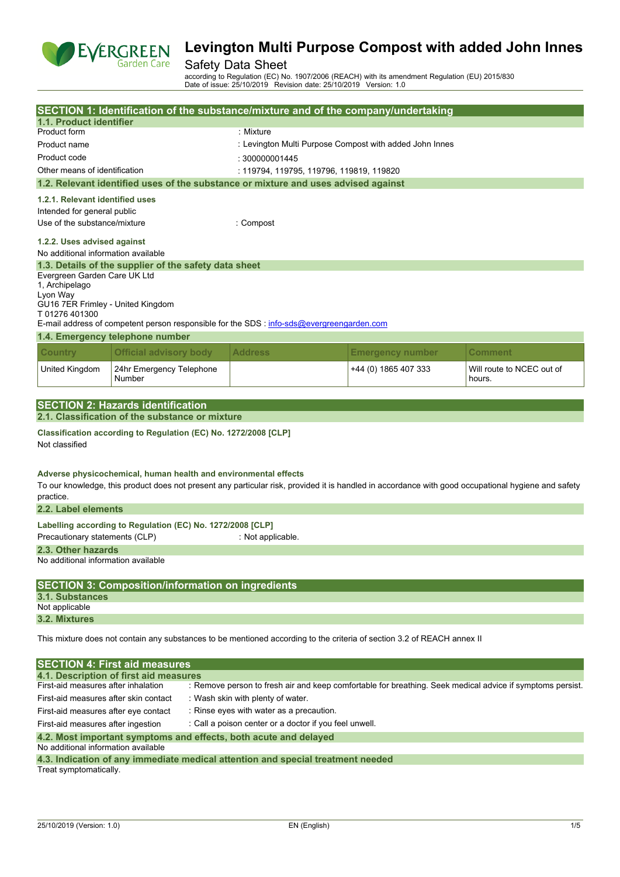# Levington Multi Purpose Compost with added John Innes

Safety Data Sheet

according to Regulation (EC) No. 1907/2006 (REACH) with its amendment Regulation (EU) 2015/830
Date of issue: 25/10/2019 Revision date: 25/10/2019 Version: 1.0

## SECTION 1: Identification of the substance/mixture and of the company/undertaking

### 1.1. Product identifier

| | |
|---|---|
| Product form | : Mixture |
| Product name | : Levington Multi Purpose Compost with added John Innes |
| Product code | : 300000001445 |
| Other means of identification | : 119794, 119795, 119796, 119819, 119820 |

### 1.2. Relevant identified uses of the substance or mixture and uses advised against

**1.2.1. Relevant identified uses**

Intended for general public

Use of the substance/mixture : Compost

**1.2.2. Uses advised against**

No additional information available

### 1.3. Details of the supplier of the safety data sheet

Evergreen Garden Care UK Ltd
1, Archipelago
Lyon Way
GU16 7ER Frimley - United Kingdom
T 01276 401300

E-mail address of competent person responsible for the SDS : info-sds@evergreengarden.com

### 1.4. Emergency telephone number

| Country | Official advisory body | Address | Emergency number | Comment |
|---|---|---|---|---|
| United Kingdom | 24hr Emergency Telephone Number | | +44 (0) 1865 407 333 | Will route to NCEC out of hours. |

## SECTION 2: Hazards identification

### 2.1. Classification of the substance or mixture

**Classification according to Regulation (EC) No. 1272/2008 [CLP]**

Not classified

**Adverse physicochemical, human health and environmental effects**

To our knowledge, this product does not present any particular risk, provided it is handled in accordance with good occupational hygiene and safety practice.

### 2.2. Label elements

**Labelling according to Regulation (EC) No. 1272/2008 [CLP]**

Precautionary statements (CLP) : Not applicable.

### 2.3. Other hazards

No additional information available

## SECTION 3: Composition/information on ingredients

### 3.1. Substances

Not applicable

### 3.2. Mixtures

This mixture does not contain any substances to be mentioned according to the criteria of section 3.2 of REACH annex II

## SECTION 4: First aid measures

### 4.1. Description of first aid measures

| | |
|---|---|
| First-aid measures after inhalation | : Remove person to fresh air and keep comfortable for breathing. Seek medical advice if symptoms persist. |
| First-aid measures after skin contact | : Wash skin with plenty of water. |
| First-aid measures after eye contact | : Rinse eyes with water as a precaution. |
| First-aid measures after ingestion | : Call a poison center or a doctor if you feel unwell. |

### 4.2. Most important symptoms and effects, both acute and delayed

No additional information available

### 4.3. Indication of any immediate medical attention and special treatment needed

Treat symptomatically.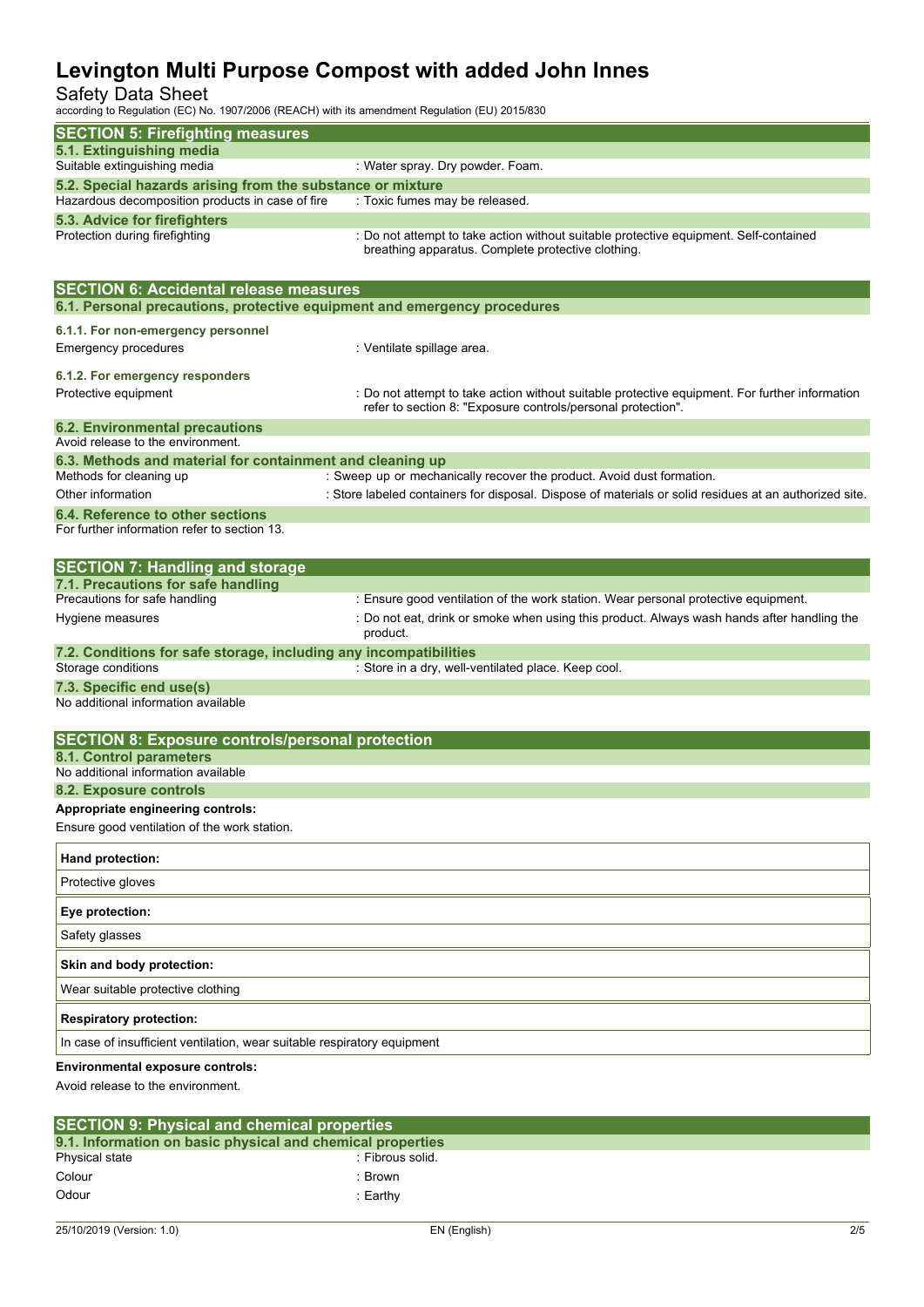## SECTION 5: Firefighting measures

### 5.1. Extinguishing media

Suitable extinguishing media : Water spray. Dry powder. Foam.

### 5.2. Special hazards arising from the substance or mixture

Hazardous decomposition products in case of fire : Toxic fumes may be released.

### 5.3. Advice for firefighters

Protection during firefighting : Do not attempt to take action without suitable protective equipment. Self-contained breathing apparatus. Complete protective clothing.

## SECTION 6: Accidental release measures

### 6.1. Personal precautions, protective equipment and emergency procedures

#### 6.1.1. For non-emergency personnel

Emergency procedures : Ventilate spillage area.

#### 6.1.2. For emergency responders

Protective equipment : Do not attempt to take action without suitable protective equipment. For further information refer to section 8: "Exposure controls/personal protection".

### 6.2. Environmental precautions

Avoid release to the environment.

### 6.3. Methods and material for containment and cleaning up

Methods for cleaning up : Sweep up or mechanically recover the product. Avoid dust formation.

Other information : Store labeled containers for disposal. Dispose of materials or solid residues at an authorized site.

### 6.4. Reference to other sections

For further information refer to section 13.

## SECTION 7: Handling and storage

### 7.1. Precautions for safe handling

Precautions for safe handling : Ensure good ventilation of the work station. Wear personal protective equipment.

Hygiene measures : Do not eat, drink or smoke when using this product. Always wash hands after handling the product.

### 7.2. Conditions for safe storage, including any incompatibilities

Storage conditions : Store in a dry, well-ventilated place. Keep cool.

### 7.3. Specific end use(s)

No additional information available

## SECTION 8: Exposure controls/personal protection

### 8.1. Control parameters

No additional information available

### 8.2. Exposure controls

**Appropriate engineering controls:**

Ensure good ventilation of the work station.

| **Hand protection:** |
|---|
| Protective gloves |

| **Eye protection:** |
|---|
| Safety glasses |

| **Skin and body protection:** |
|---|
| Wear suitable protective clothing |

| **Respiratory protection:** |
|---|
| In case of insufficient ventilation, wear suitable respiratory equipment |

**Environmental exposure controls:**

Avoid release to the environment.

## SECTION 9: Physical and chemical properties

### 9.1. Information on basic physical and chemical properties

Physical state : Fibrous solid.

Colour : Brown

Odour : Earthy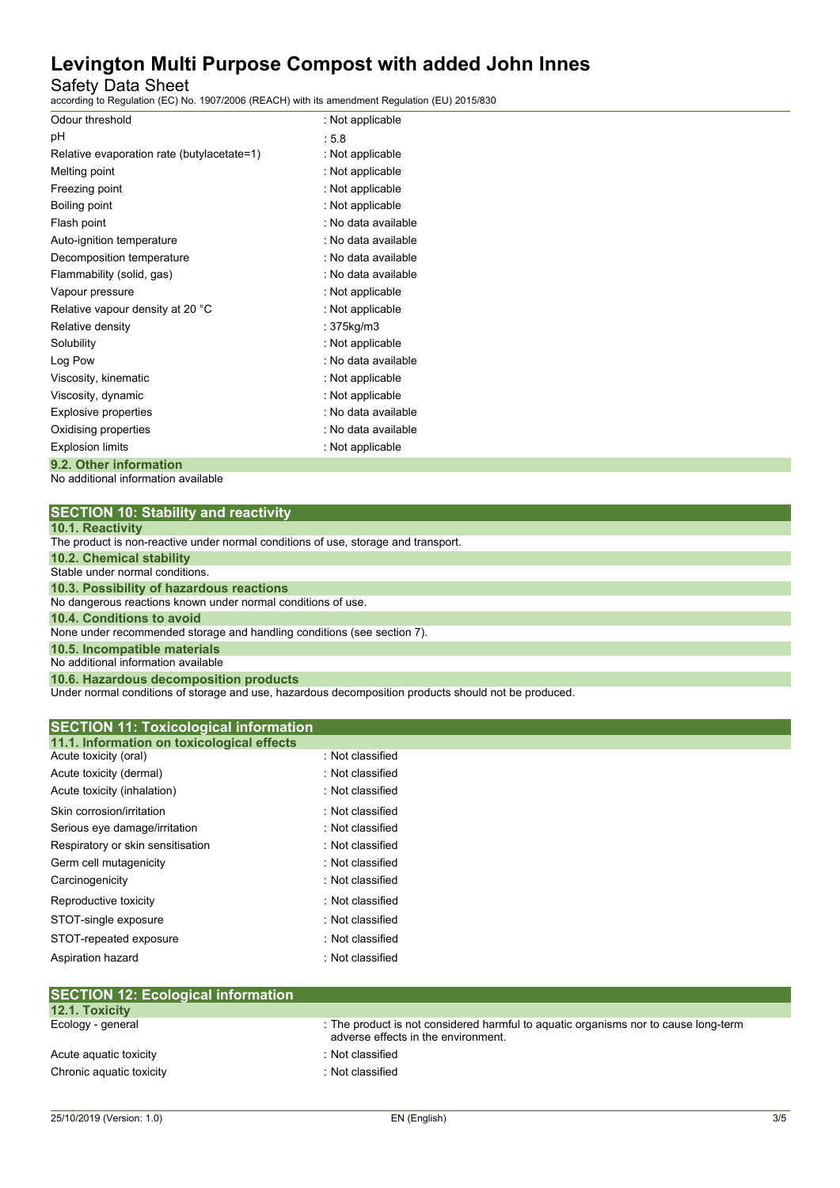| | |
|---|---|
| Odour threshold | : Not applicable |
| pH | : 5.8 |
| Relative evaporation rate (butylacetate=1) | : Not applicable |
| Melting point | : Not applicable |
| Freezing point | : Not applicable |
| Boiling point | : Not applicable |
| Flash point | : No data available |
| Auto-ignition temperature | : No data available |
| Decomposition temperature | : No data available |
| Flammability (solid, gas) | : No data available |
| Vapour pressure | : Not applicable |
| Relative vapour density at 20 °C | : Not applicable |
| Relative density | : 375kg/m3 |
| Solubility | : Not applicable |
| Log Pow | : No data available |
| Viscosity, kinematic | : Not applicable |
| Viscosity, dynamic | : Not applicable |
| Explosive properties | : No data available |
| Oxidising properties | : No data available |
| Explosion limits | : Not applicable |

### 9.2. Other information

No additional information available

## SECTION 10: Stability and reactivity

### 10.1. Reactivity

The product is non-reactive under normal conditions of use, storage and transport.

### 10.2. Chemical stability

Stable under normal conditions.

### 10.3. Possibility of hazardous reactions

No dangerous reactions known under normal conditions of use.

### 10.4. Conditions to avoid

None under recommended storage and handling conditions (see section 7).

### 10.5. Incompatible materials

No additional information available

### 10.6. Hazardous decomposition products

Under normal conditions of storage and use, hazardous decomposition products should not be produced.

## SECTION 11: Toxicological information

### 11.1. Information on toxicological effects

| | |
|---|---|
| Acute toxicity (oral) | : Not classified |
| Acute toxicity (dermal) | : Not classified |
| Acute toxicity (inhalation) | : Not classified |
| Skin corrosion/irritation | : Not classified |
| Serious eye damage/irritation | : Not classified |
| Respiratory or skin sensitisation | : Not classified |
| Germ cell mutagenicity | : Not classified |
| Carcinogenicity | : Not classified |
| Reproductive toxicity | : Not classified |
| STOT-single exposure | : Not classified |
| STOT-repeated exposure | : Not classified |
| Aspiration hazard | : Not classified |

## SECTION 12: Ecological information

### 12.1. Toxicity

| | |
|---|---|
| Ecology - general | : The product is not considered harmful to aquatic organisms nor to cause long-term adverse effects in the environment. |
| Acute aquatic toxicity | : Not classified |
| Chronic aquatic toxicity | : Not classified |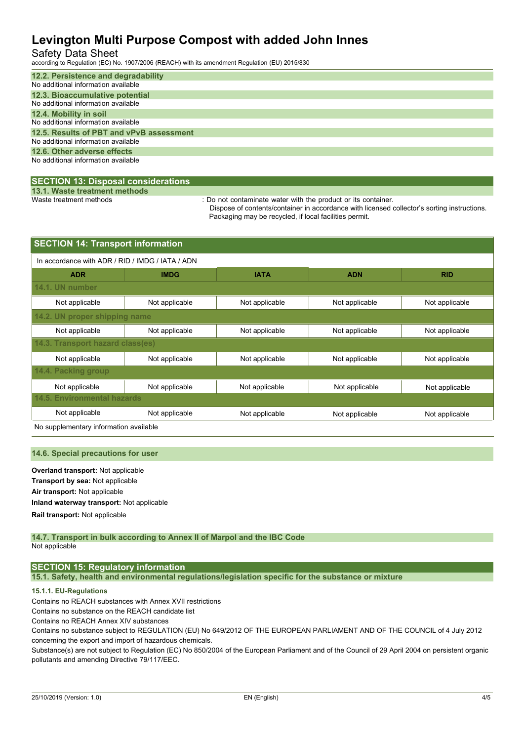### 12.2. Persistence and degradability

No additional information available

### 12.3. Bioaccumulative potential

No additional information available

### 12.4. Mobility in soil

No additional information available

### 12.5. Results of PBT and vPvB assessment

No additional information available

### 12.6. Other adverse effects

No additional information available

## SECTION 13: Disposal considerations

### 13.1. Waste treatment methods

Waste treatment methods : Do not contaminate water with the product or its container.
Dispose of contents/container in accordance with licensed collector's sorting instructions.
Packaging may be recycled, if local facilities permit.

## SECTION 14: Transport information

In accordance with ADR / RID / IMDG / IATA / ADN

| ADR | IMDG | IATA | ADN | RID |
|---|---|---|---|---|
| **14.1. UN number** | | | | |
| Not applicable | Not applicable | Not applicable | Not applicable | Not applicable |
| **14.2. UN proper shipping name** | | | | |
| Not applicable | Not applicable | Not applicable | Not applicable | Not applicable |
| **14.3. Transport hazard class(es)** | | | | |
| Not applicable | Not applicable | Not applicable | Not applicable | Not applicable |
| **14.4. Packing group** | | | | |
| Not applicable | Not applicable | Not applicable | Not applicable | Not applicable |
| **14.5. Environmental hazards** | | | | |
| Not applicable | Not applicable | Not applicable | Not applicable | Not applicable |

No supplementary information available

### 14.6. Special precautions for user

**Overland transport:** Not applicable

**Transport by sea:** Not applicable

**Air transport:** Not applicable

**Inland waterway transport:** Not applicable

**Rail transport:** Not applicable

### 14.7. Transport in bulk according to Annex II of Marpol and the IBC Code

Not applicable

## SECTION 15: Regulatory information

### 15.1. Safety, health and environmental regulations/legislation specific for the substance or mixture

#### 15.1.1. EU-Regulations

Contains no REACH substances with Annex XVII restrictions

Contains no substance on the REACH candidate list

Contains no REACH Annex XIV substances

Contains no substance subject to REGULATION (EU) No 649/2012 OF THE EUROPEAN PARLIAMENT AND OF THE COUNCIL of 4 July 2012 concerning the export and import of hazardous chemicals.

Substance(s) are not subject to Regulation (EC) No 850/2004 of the European Parliament and of the Council of 29 April 2004 on persistent organic pollutants and amending Directive 79/117/EEC.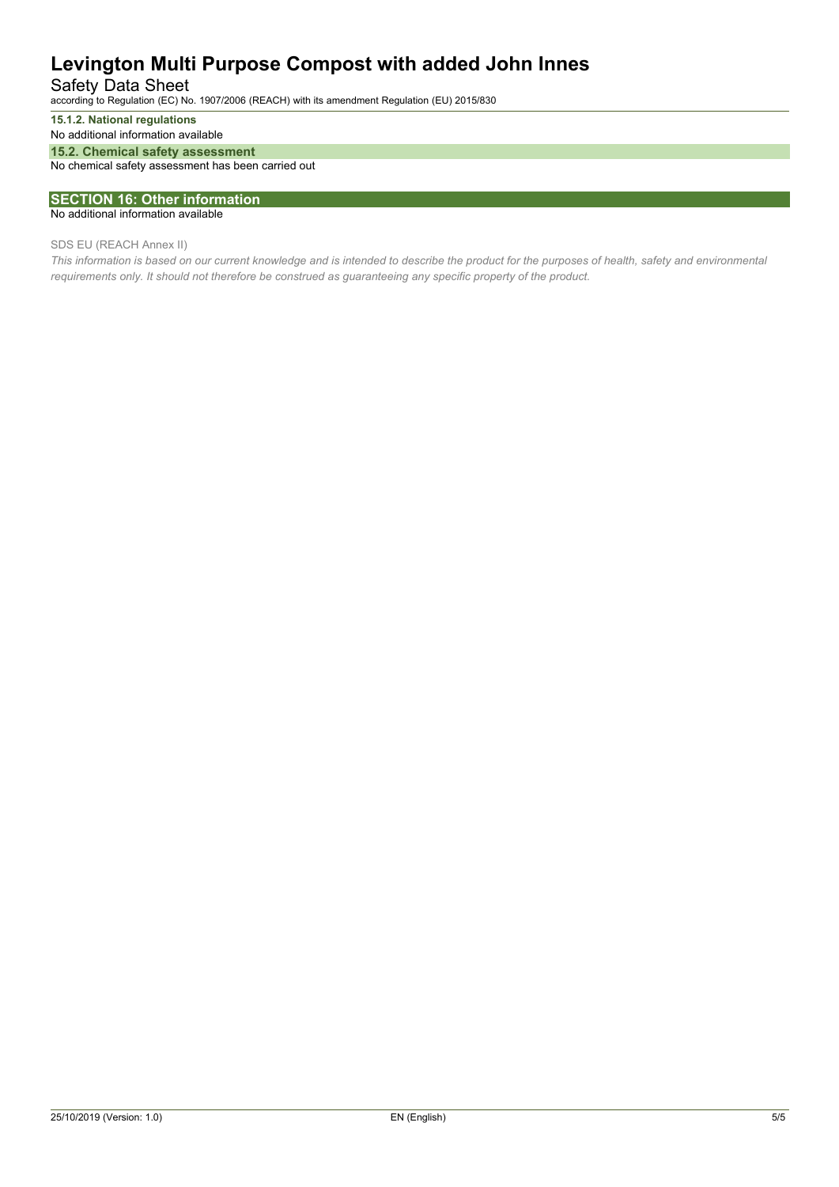#### 15.1.2. National regulations

No additional information available

### 15.2. Chemical safety assessment

No chemical safety assessment has been carried out

## SECTION 16: Other information

No additional information available

SDS EU (REACH Annex II)

*This information is based on our current knowledge and is intended to describe the product for the purposes of health, safety and environmental requirements only. It should not therefore be construed as guaranteeing any specific property of the product.*